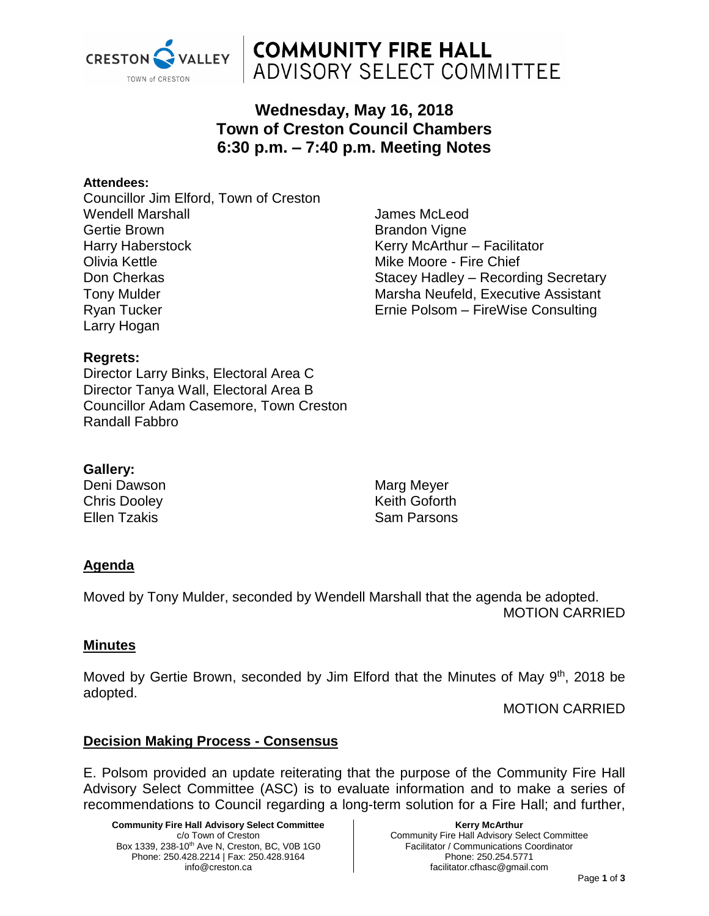# COMMUNITY FIRE HALL ADVISORY SELECT COMMITTEE

## Wednesday, May 16, 2018
## Town of Creston Council Chambers
## 6:30 p.m. – 7:40 p.m. Meeting Notes

**Attendees:**

Councillor Jim Elford, Town of Creston
Wendell Marshall
Gertie Brown
Harry Haberstock
Olivia Kettle
Don Cherkas
Tony Mulder
Ryan Tucker
Larry Hogan
James McLeod
Brandon Vigne
Kerry McArthur – Facilitator
Mike Moore - Fire Chief
Stacey Hadley – Recording Secretary
Marsha Neufeld, Executive Assistant
Ernie Polsom – FireWise Consulting

**Regrets:**

Director Larry Binks, Electoral Area C
Director Tanya Wall, Electoral Area B
Councillor Adam Casemore, Town Creston
Randall Fabbro

**Gallery:**

Deni Dawson
Chris Dooley
Ellen Tzakis
Marg Meyer
Keith Goforth
Sam Parsons

**Agenda**

Moved by Tony Mulder, seconded by Wendell Marshall that the agenda be adopted.

MOTION CARRIED

**Minutes**

Moved by Gertie Brown, seconded by Jim Elford that the Minutes of May 9th, 2018 be adopted.

MOTION CARRIED

**Decision Making Process - Consensus**

E. Polsom provided an update reiterating that the purpose of the Community Fire Hall Advisory Select Committee (ASC) is to evaluate information and to make a series of recommendations to Council regarding a long-term solution for a Fire Hall; and further,

**Community Fire Hall Advisory Select Committee**
c/o Town of Creston
Box 1339, 238-10th Ave N, Creston, BC, V0B 1G0
Phone: 250.428.2214 | Fax: 250.428.9164
info@creston.ca

**Kerry McArthur**
Community Fire Hall Advisory Select Committee
Facilitator / Communications Coordinator
Phone: 250.254.5771
facilitator.cfhasc@gmail.com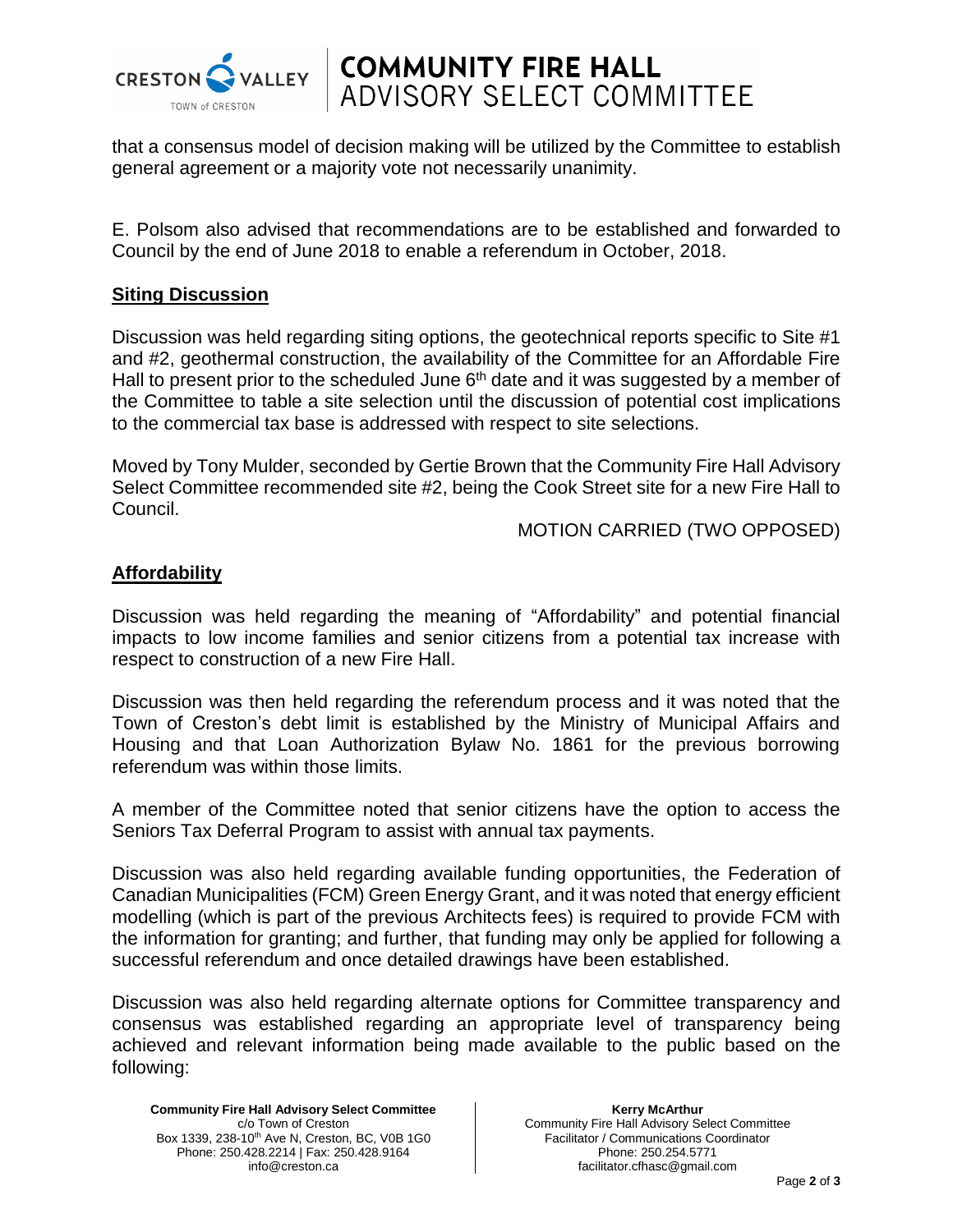that a consensus model of decision making will be utilized by the Committee to establish general agreement or a majority vote not necessarily unanimity.

E. Polsom also advised that recommendations are to be established and forwarded to Council by the end of June 2018 to enable a referendum in October, 2018.

## Siting Discussion

Discussion was held regarding siting options, the geotechnical reports specific to Site #1 and #2, geothermal construction, the availability of the Committee for an Affordable Fire Hall to present prior to the scheduled June 6th date and it was suggested by a member of the Committee to table a site selection until the discussion of potential cost implications to the commercial tax base is addressed with respect to site selections.

Moved by Tony Mulder, seconded by Gertie Brown that the Community Fire Hall Advisory Select Committee recommended site #2, being the Cook Street site for a new Fire Hall to Council.

MOTION CARRIED (TWO OPPOSED)

## Affordability

Discussion was held regarding the meaning of "Affordability" and potential financial impacts to low income families and senior citizens from a potential tax increase with respect to construction of a new Fire Hall.

Discussion was then held regarding the referendum process and it was noted that the Town of Creston's debt limit is established by the Ministry of Municipal Affairs and Housing and that Loan Authorization Bylaw No. 1861 for the previous borrowing referendum was within those limits.

A member of the Committee noted that senior citizens have the option to access the Seniors Tax Deferral Program to assist with annual tax payments.

Discussion was also held regarding available funding opportunities, the Federation of Canadian Municipalities (FCM) Green Energy Grant, and it was noted that energy efficient modelling (which is part of the previous Architects fees) is required to provide FCM with the information for granting; and further, that funding may only be applied for following a successful referendum and once detailed drawings have been established.

Discussion was also held regarding alternate options for Committee transparency and consensus was established regarding an appropriate level of transparency being achieved and relevant information being made available to the public based on the following: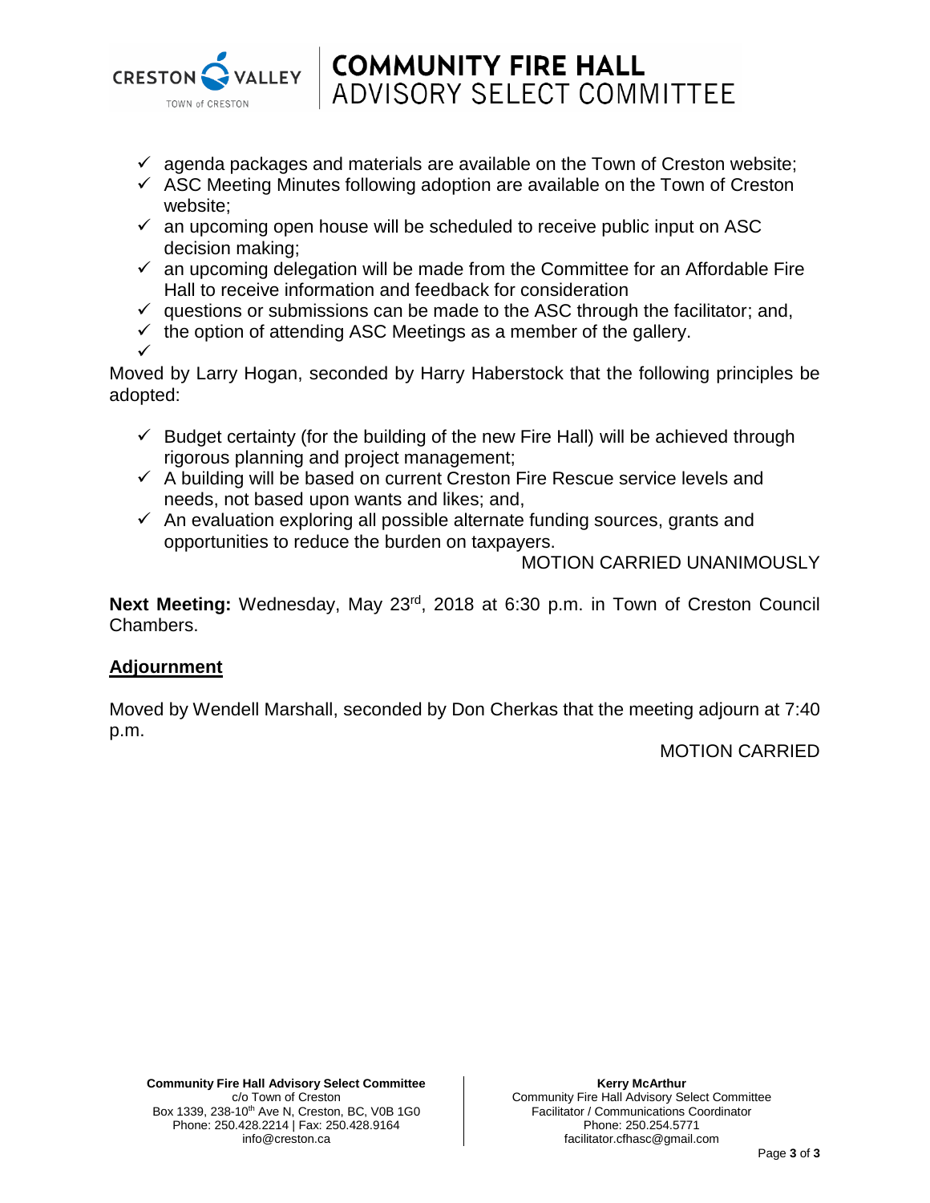- ✓ agenda packages and materials are available on the Town of Creston website;
- ✓ ASC Meeting Minutes following adoption are available on the Town of Creston website;
- ✓ an upcoming open house will be scheduled to receive public input on ASC decision making;
- ✓ an upcoming delegation will be made from the Committee for an Affordable Fire Hall to receive information and feedback for consideration
- ✓ questions or submissions can be made to the ASC through the facilitator; and,
- ✓ the option of attending ASC Meetings as a member of the gallery.
- ✓

Moved by Larry Hogan, seconded by Harry Haberstock that the following principles be adopted:

- ✓ Budget certainty (for the building of the new Fire Hall) will be achieved through rigorous planning and project management;
- ✓ A building will be based on current Creston Fire Rescue service levels and needs, not based upon wants and likes; and,
- ✓ An evaluation exploring all possible alternate funding sources, grants and opportunities to reduce the burden on taxpayers.

MOTION CARRIED UNANIMOUSLY

**Next Meeting:** Wednesday, May 23rd, 2018 at 6:30 p.m. in Town of Creston Council Chambers.

## Adjournment

Moved by Wendell Marshall, seconded by Don Cherkas that the meeting adjourn at 7:40 p.m.

MOTION CARRIED

**Community Fire Hall Advisory Select Committee**
c/o Town of Creston
Box 1339, 238-10th Ave N, Creston, BC, V0B 1G0
Phone: 250.428.2214 | Fax: 250.428.9164
info@creston.ca

**Kerry McArthur**
Community Fire Hall Advisory Select Committee
Facilitator / Communications Coordinator
Phone: 250.254.5771
facilitator.cfhasc@gmail.com